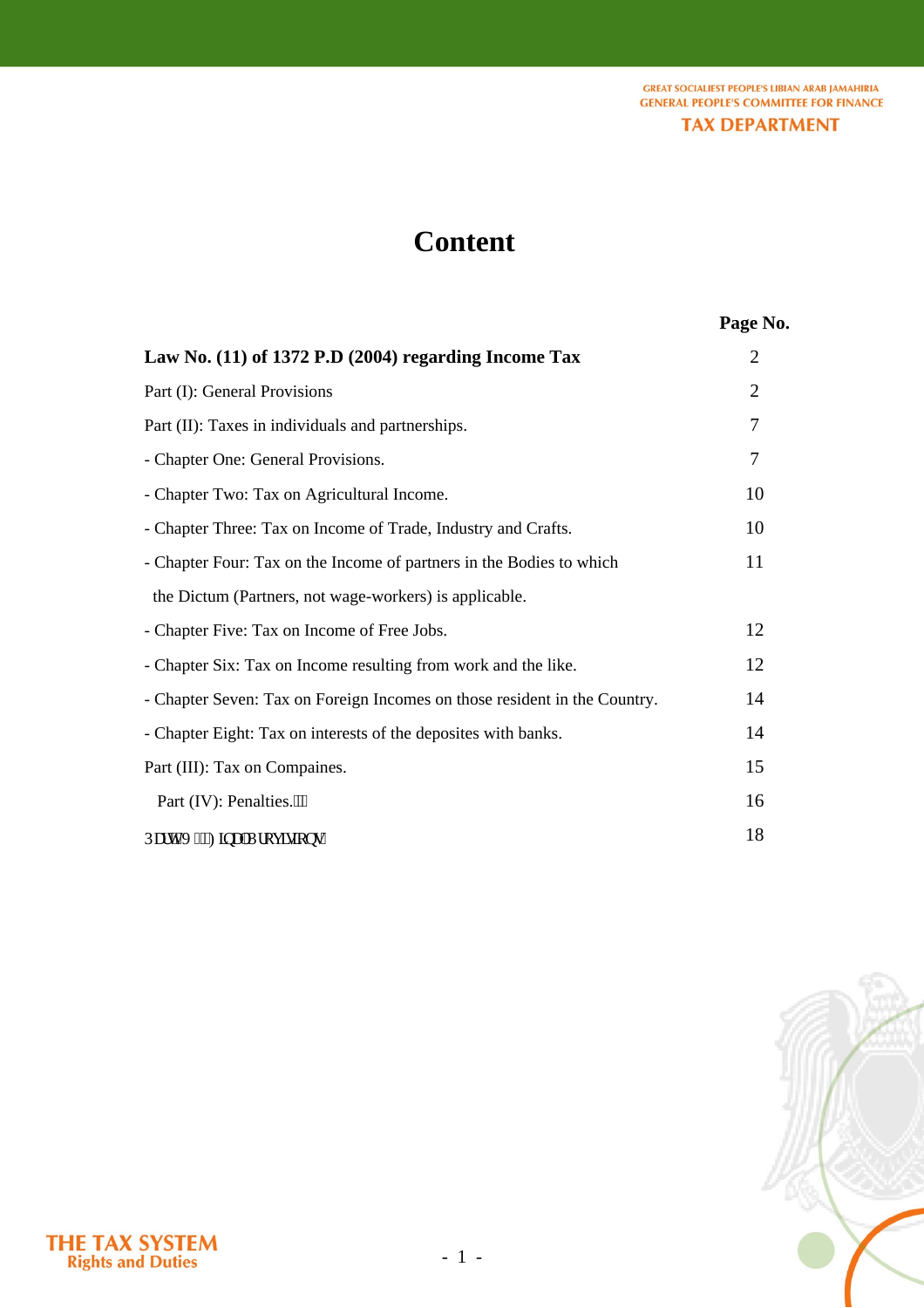# Content

| | Page No. |
|---|---|
| **Law No. (11) of 1372 P.D (2004) regarding Income Tax** | 2 |
| Part (I): General Provisions | 2 |
| Part (II): Taxes in individuals and partnerships. | 7 |
| - Chapter One: General Provisions. | 7 |
| - Chapter Two: Tax on Agricultural Income. | 10 |
| - Chapter Three: Tax on Income of Trade, Industry and Crafts. | 10 |
| - Chapter Four: Tax on the Income of partners in the Bodies to which the Dictum (Partners, not wage-workers) is applicable. | 11 |
| - Chapter Five: Tax on Income of Free Jobs. | 12 |
| - Chapter Six: Tax on Income resulting from work and the like. | 12 |
| - Chapter Seven: Tax on Foreign Incomes on those resident in the Country. | 14 |
| - Chapter Eight: Tax on interests of the deposites with banks. | 14 |
| Part (III): Tax on Compaines. | 15 |
| Part (IV): Penalties. | 16 |
| Part V (): Final provisions | 18 |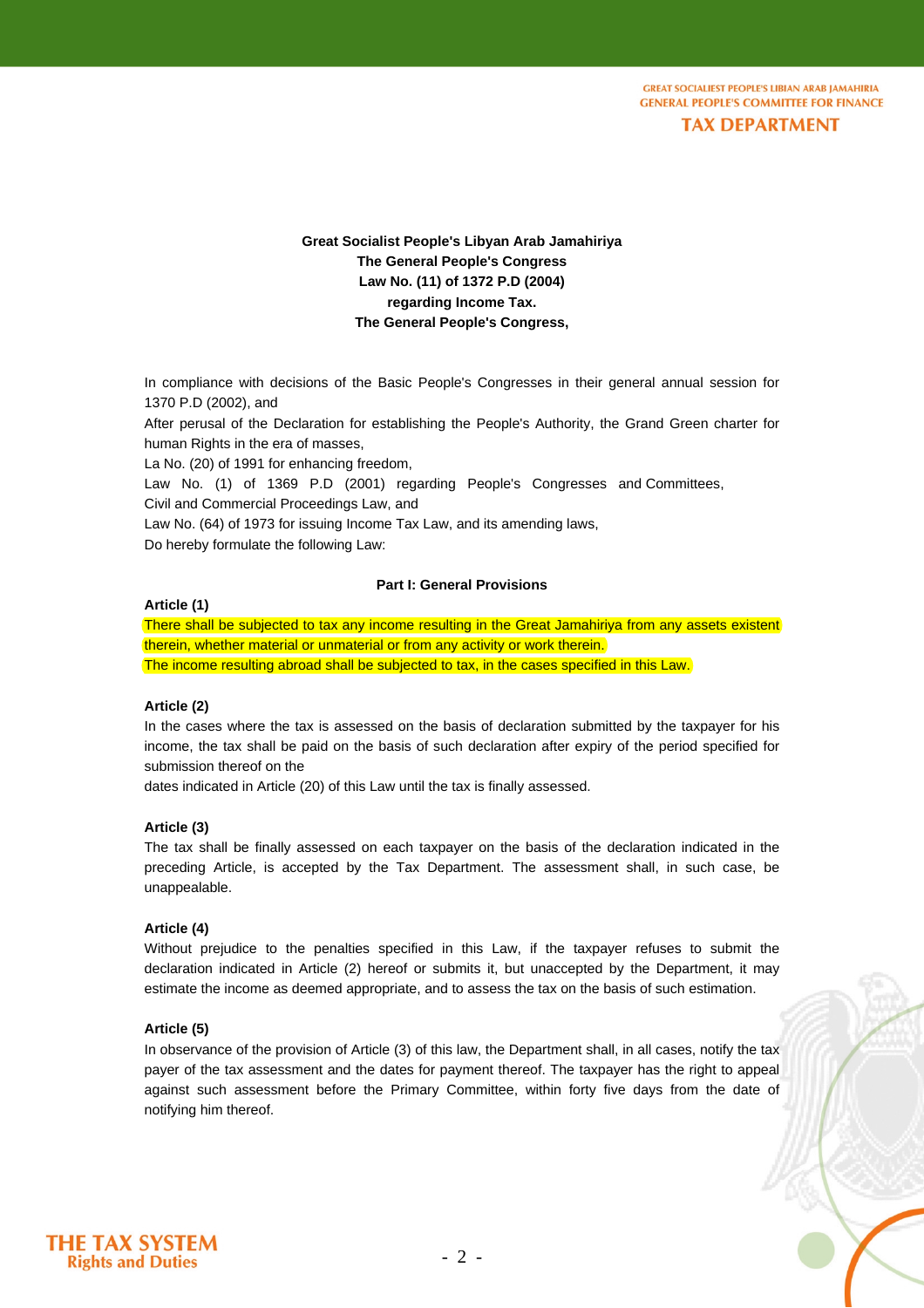**Great Socialist People's Libyan Arab Jamahiriya**
**The General People's Congress**
**Law No. (11) of 1372 P.D (2004)**
**regarding Income Tax.**
**The General People's Congress,**

In compliance with decisions of the Basic People's Congresses in their general annual session for 1370 P.D (2002), and

After perusal of the Declaration for establishing the People's Authority, the Grand Green charter for human Rights in the era of masses,

La No. (20) of 1991 for enhancing freedom,

Law No. (1) of 1369 P.D (2001) regarding People's Congresses and Committees,

Civil and Commercial Proceedings Law, and

Law No. (64) of 1973 for issuing Income Tax Law, and its amending laws,

Do hereby formulate the following Law:

## Part I: General Provisions

### Article (1)

There shall be subjected to tax any income resulting in the Great Jamahiriya from any assets existent therein, whether material or unmaterial or from any activity or work therein.

The income resulting abroad shall be subjected to tax, in the cases specified in this Law.

### Article (2)

In the cases where the tax is assessed on the basis of declaration submitted by the taxpayer for his income, the tax shall be paid on the basis of such declaration after expiry of the period specified for submission thereof on the dates indicated in Article (20) of this Law until the tax is finally assessed.

### Article (3)

The tax shall be finally assessed on each taxpayer on the basis of the declaration indicated in the preceding Article, is accepted by the Tax Department. The assessment shall, in such case, be unappealable.

### Article (4)

Without prejudice to the penalties specified in this Law, if the taxpayer refuses to submit the declaration indicated in Article (2) hereof or submits it, but unaccepted by the Department, it may estimate the income as deemed appropriate, and to assess the tax on the basis of such estimation.

### Article (5)

In observance of the provision of Article (3) of this law, the Department shall, in all cases, notify the tax payer of the tax assessment and the dates for payment thereof. The taxpayer has the right to appeal against such assessment before the Primary Committee, within forty five days from the date of notifying him thereof.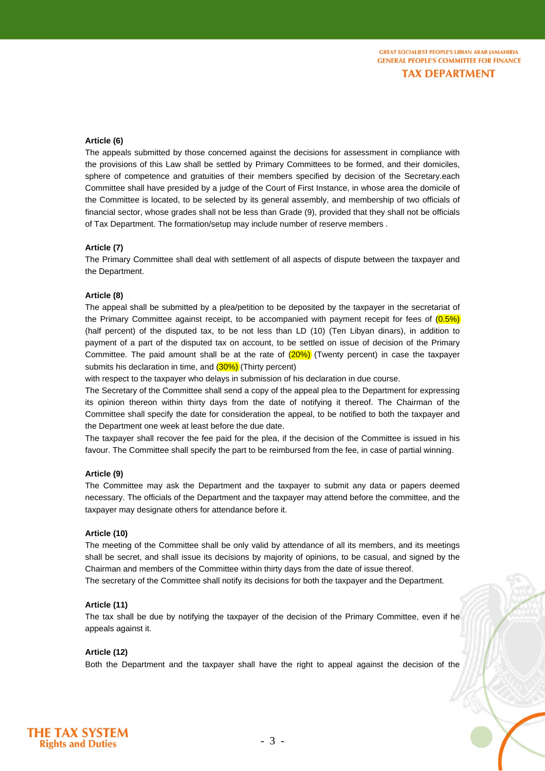**Article (6)**

The appeals submitted by those concerned against the decisions for assessment in compliance with the provisions of this Law shall be settled by Primary Committees to be formed, and their domiciles, sphere of competence and gratuities of their members specified by decision of the Secretary.each Committee shall have presided by a judge of the Court of First Instance, in whose area the domicile of the Committee is located, to be selected by its general assembly, and membership of two officials of financial sector, whose grades shall not be less than Grade (9), provided that they shall not be officials of Tax Department. The formation/setup may include number of reserve members .

**Article (7)**

The Primary Committee shall deal with settlement of all aspects of dispute between the taxpayer and the Department.

**Article (8)**

The appeal shall be submitted by a plea/petition to be deposited by the taxpayer in the secretariat of the Primary Committee against receipt, to be accompanied with payment recepit for fees of (0.5%) (half percent) of the disputed tax, to be not less than LD (10) (Ten Libyan dinars), in addition to payment of a part of the disputed tax on account, to be settled on issue of decision of the Primary Committee. The paid amount shall be at the rate of (20%) (Twenty percent) in case the taxpayer submits his declaration in time, and (30%) (Thirty percent)

with respect to the taxpayer who delays in submission of his declaration in due course.

The Secretary of the Committee shall send a copy of the appeal plea to the Department for expressing its opinion thereon within thirty days from the date of notifying it thereof. The Chairman of the Committee shall specify the date for consideration the appeal, to be notified to both the taxpayer and the Department one week at least before the due date.

The taxpayer shall recover the fee paid for the plea, if the decision of the Committee is issued in his favour. The Committee shall specify the part to be reimbursed from the fee, in case of partial winning.

**Article (9)**

The Committee may ask the Department and the taxpayer to submit any data or papers deemed necessary. The officials of the Department and the taxpayer may attend before the committee, and the taxpayer may designate others for attendance before it.

**Article (10)**

The meeting of the Committee shall be only valid by attendance of all its members, and its meetings shall be secret, and shall issue its decisions by majority of opinions, to be casual, and signed by the Chairman and members of the Committee within thirty days from the date of issue thereof.

The secretary of the Committee shall notify its decisions for both the taxpayer and the Department.

**Article (11)**

The tax shall be due by notifying the taxpayer of the decision of the Primary Committee, even if he appeals against it.

**Article (12)**

Both the Department and the taxpayer shall have the right to appeal against the decision of the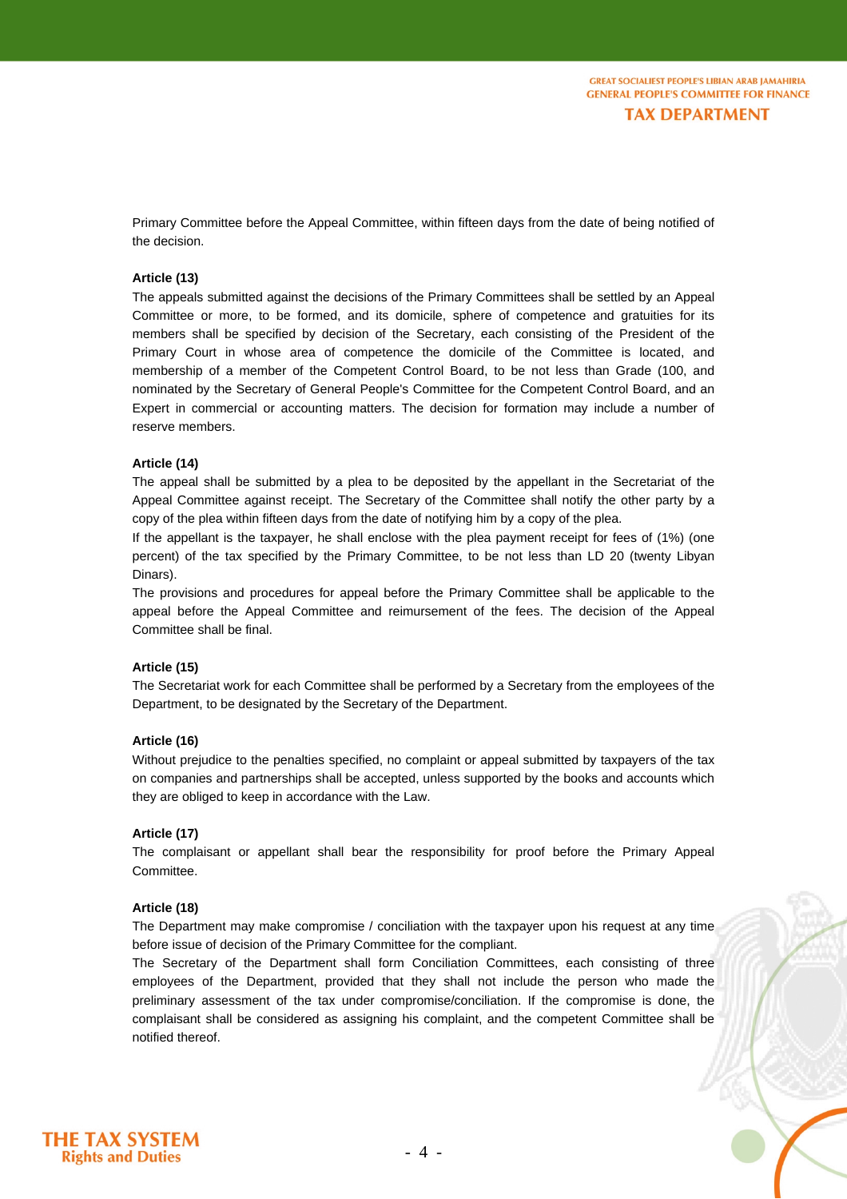Primary Committee before the Appeal Committee, within fifteen days from the date of being notified of the decision.

**Article (13)**

The appeals submitted against the decisions of the Primary Committees shall be settled by an Appeal Committee or more, to be formed, and its domicile, sphere of competence and gratuities for its members shall be specified by decision of the Secretary, each consisting of the President of the Primary Court in whose area of competence the domicile of the Committee is located, and membership of a member of the Competent Control Board, to be not less than Grade (100, and nominated by the Secretary of General People's Committee for the Competent Control Board, and an Expert in commercial or accounting matters. The decision for formation may include a number of reserve members.

**Article (14)**

The appeal shall be submitted by a plea to be deposited by the appellant in the Secretariat of the Appeal Committee against receipt. The Secretary of the Committee shall notify the other party by a copy of the plea within fifteen days from the date of notifying him by a copy of the plea.

If the appellant is the taxpayer, he shall enclose with the plea payment receipt for fees of (1%) (one percent) of the tax specified by the Primary Committee, to be not less than LD 20 (twenty Libyan Dinars).

The provisions and procedures for appeal before the Primary Committee shall be applicable to the appeal before the Appeal Committee and reimursement of the fees. The decision of the Appeal Committee shall be final.

**Article (15)**

The Secretariat work for each Committee shall be performed by a Secretary from the employees of the Department, to be designated by the Secretary of the Department.

**Article (16)**

Without prejudice to the penalties specified, no complaint or appeal submitted by taxpayers of the tax on companies and partnerships shall be accepted, unless supported by the books and accounts which they are obliged to keep in accordance with the Law.

**Article (17)**

The complaisant or appellant shall bear the responsibility for proof before the Primary Appeal Committee.

**Article (18)**

The Department may make compromise / conciliation with the taxpayer upon his request at any time before issue of decision of the Primary Committee for the compliant.

The Secretary of the Department shall form Conciliation Committees, each consisting of three employees of the Department, provided that they shall not include the person who made the preliminary assessment of the tax under compromise/conciliation. If the compromise is done, the complaisant shall be considered as assigning his complaint, and the competent Committee shall be notified thereof.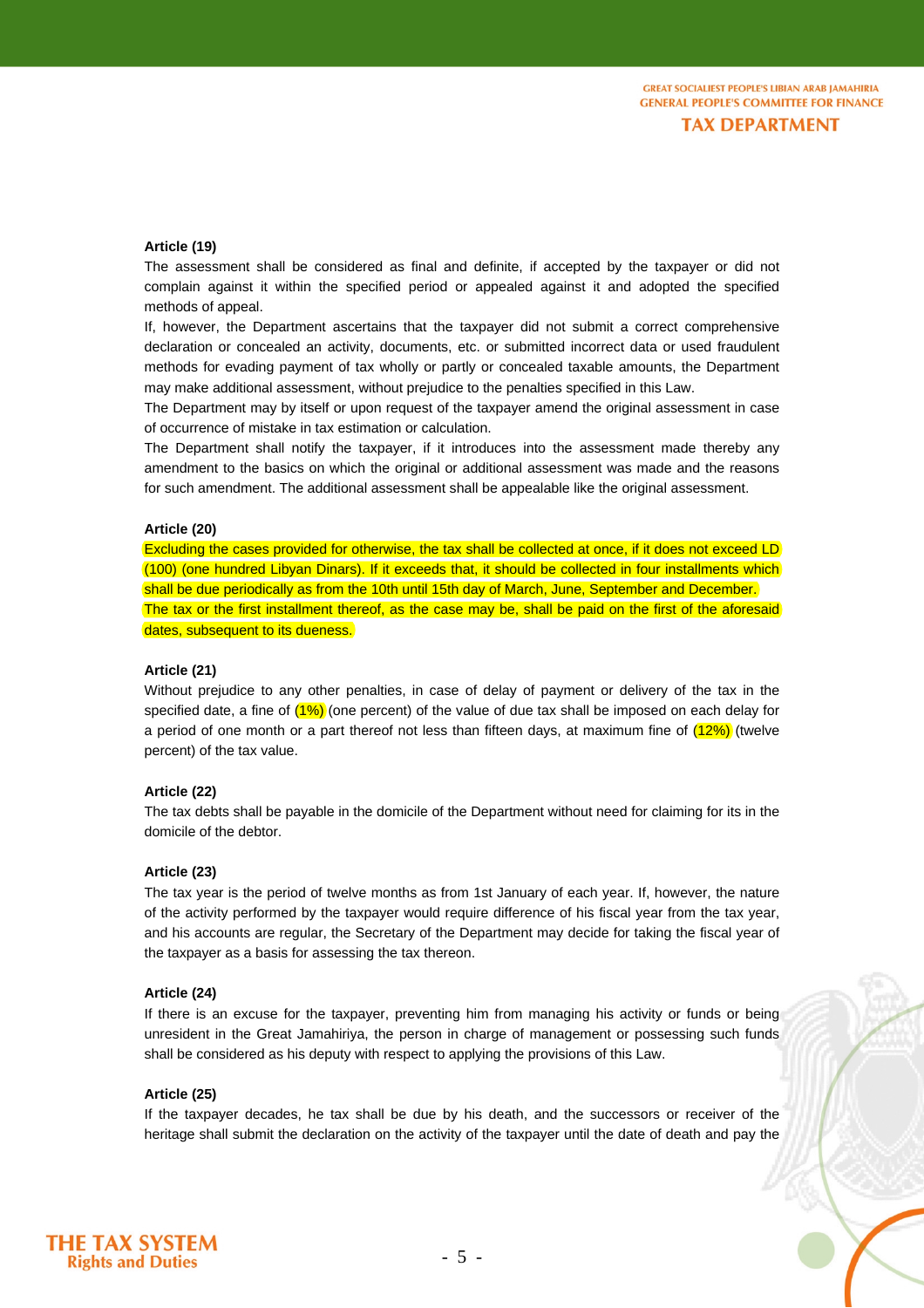**Article (19)**

The assessment shall be considered as final and definite, if accepted by the taxpayer or did not complain against it within the specified period or appealed against it and adopted the specified methods of appeal.

If, however, the Department ascertains that the taxpayer did not submit a correct comprehensive declaration or concealed an activity, documents, etc. or submitted incorrect data or used fraudulent methods for evading payment of tax wholly or partly or concealed taxable amounts, the Department may make additional assessment, without prejudice to the penalties specified in this Law.

The Department may by itself or upon request of the taxpayer amend the original assessment in case of occurrence of mistake in tax estimation or calculation.

The Department shall notify the taxpayer, if it introduces into the assessment made thereby any amendment to the basics on which the original or additional assessment was made and the reasons for such amendment. The additional assessment shall be appealable like the original assessment.

**Article (20)**

Excluding the cases provided for otherwise, the tax shall be collected at once, if it does not exceed LD (100) (one hundred Libyan Dinars). If it exceeds that, it should be collected in four installments which shall be due periodically as from the 10th until 15th day of March, June, September and December.

The tax or the first installment thereof, as the case may be, shall be paid on the first of the aforesaid dates, subsequent to its dueness.

**Article (21)**

Without prejudice to any other penalties, in case of delay of payment or delivery of the tax in the specified date, a fine of (1%) (one percent) of the value of due tax shall be imposed on each delay for a period of one month or a part thereof not less than fifteen days, at maximum fine of (12%) (twelve percent) of the tax value.

**Article (22)**

The tax debts shall be payable in the domicile of the Department without need for claiming for its in the domicile of the debtor.

**Article (23)**

The tax year is the period of twelve months as from 1st January of each year. If, however, the nature of the activity performed by the taxpayer would require difference of his fiscal year from the tax year, and his accounts are regular, the Secretary of the Department may decide for taking the fiscal year of the taxpayer as a basis for assessing the tax thereon.

**Article (24)**

If there is an excuse for the taxpayer, preventing him from managing his activity or funds or being unresident in the Great Jamahiriya, the person in charge of management or possessing such funds shall be considered as his deputy with respect to applying the provisions of this Law.

**Article (25)**

If the taxpayer decades, he tax shall be due by his death, and the successors or receiver of the heritage shall submit the declaration on the activity of the taxpayer until the date of death and pay the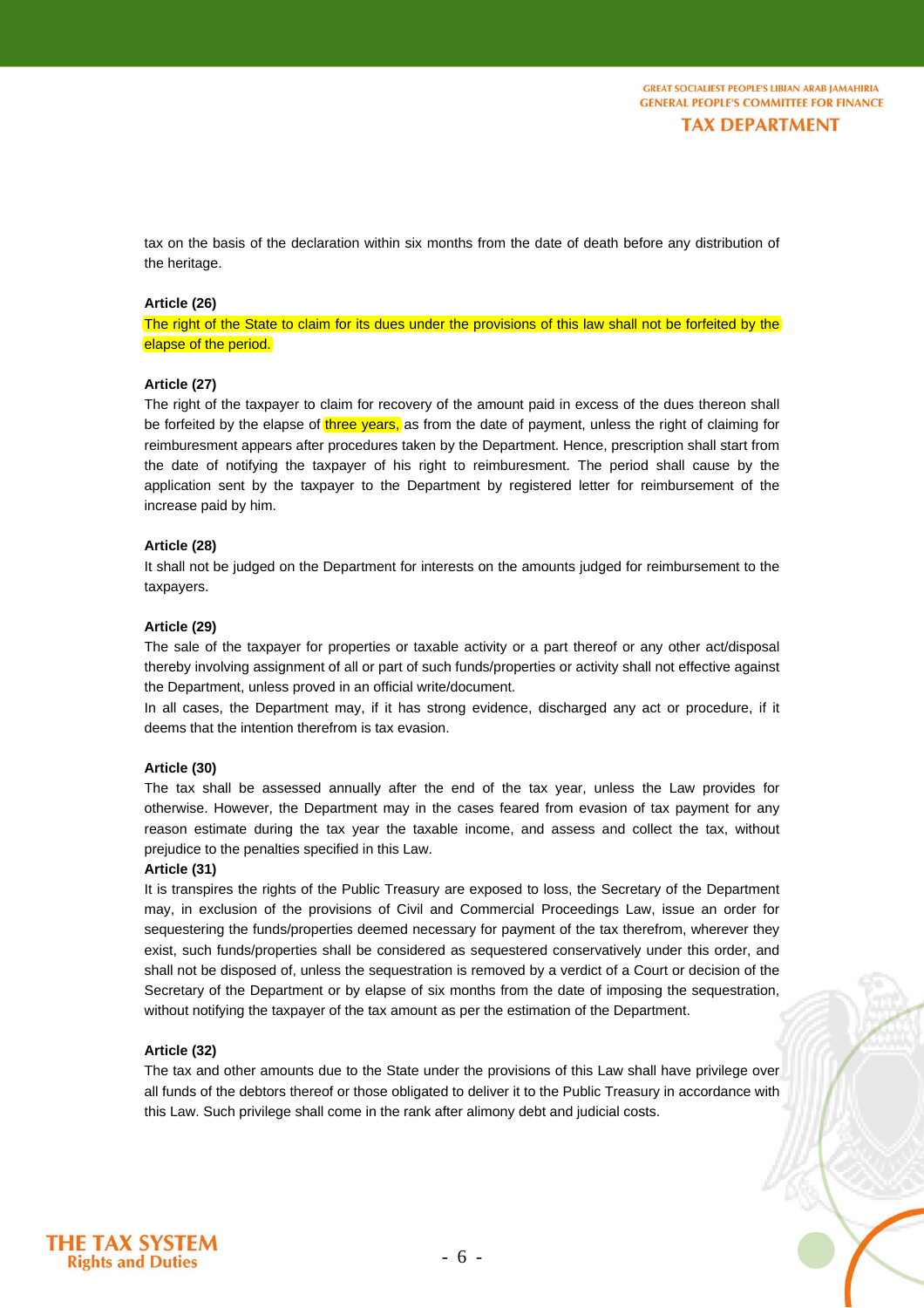tax on the basis of the declaration within six months from the date of death before any distribution of the heritage.

**Article (26)**

The right of the State to claim for its dues under the provisions of this law shall not be forfeited by the elapse of the period.

**Article (27)**

The right of the taxpayer to claim for recovery of the amount paid in excess of the dues thereon shall be forfeited by the elapse of three years, as from the date of payment, unless the right of claiming for reimburesment appears after procedures taken by the Department. Hence, prescription shall start from the date of notifying the taxpayer of his right to reimburesment. The period shall cause by the application sent by the taxpayer to the Department by registered letter for reimbursement of the increase paid by him.

**Article (28)**

It shall not be judged on the Department for interests on the amounts judged for reimbursement to the taxpayers.

**Article (29)**

The sale of the taxpayer for properties or taxable activity or a part thereof or any other act/disposal thereby involving assignment of all or part of such funds/properties or activity shall not effective against the Department, unless proved in an official write/document.

In all cases, the Department may, if it has strong evidence, discharged any act or procedure, if it deems that the intention therefrom is tax evasion.

**Article (30)**

The tax shall be assessed annually after the end of the tax year, unless the Law provides for otherwise. However, the Department may in the cases feared from evasion of tax payment for any reason estimate during the tax year the taxable income, and assess and collect the tax, without prejudice to the penalties specified in this Law.

**Article (31)**

It is transpires the rights of the Public Treasury are exposed to loss, the Secretary of the Department may, in exclusion of the provisions of Civil and Commercial Proceedings Law, issue an order for sequestering the funds/properties deemed necessary for payment of the tax therefrom, wherever they exist, such funds/properties shall be considered as sequestered conservatively under this order, and shall not be disposed of, unless the sequestration is removed by a verdict of a Court or decision of the Secretary of the Department or by elapse of six months from the date of imposing the sequestration, without notifying the taxpayer of the tax amount as per the estimation of the Department.

**Article (32)**

The tax and other amounts due to the State under the provisions of this Law shall have privilege over all funds of the debtors thereof or those obligated to deliver it to the Public Treasury in accordance with this Law. Such privilege shall come in the rank after alimony debt and judicial costs.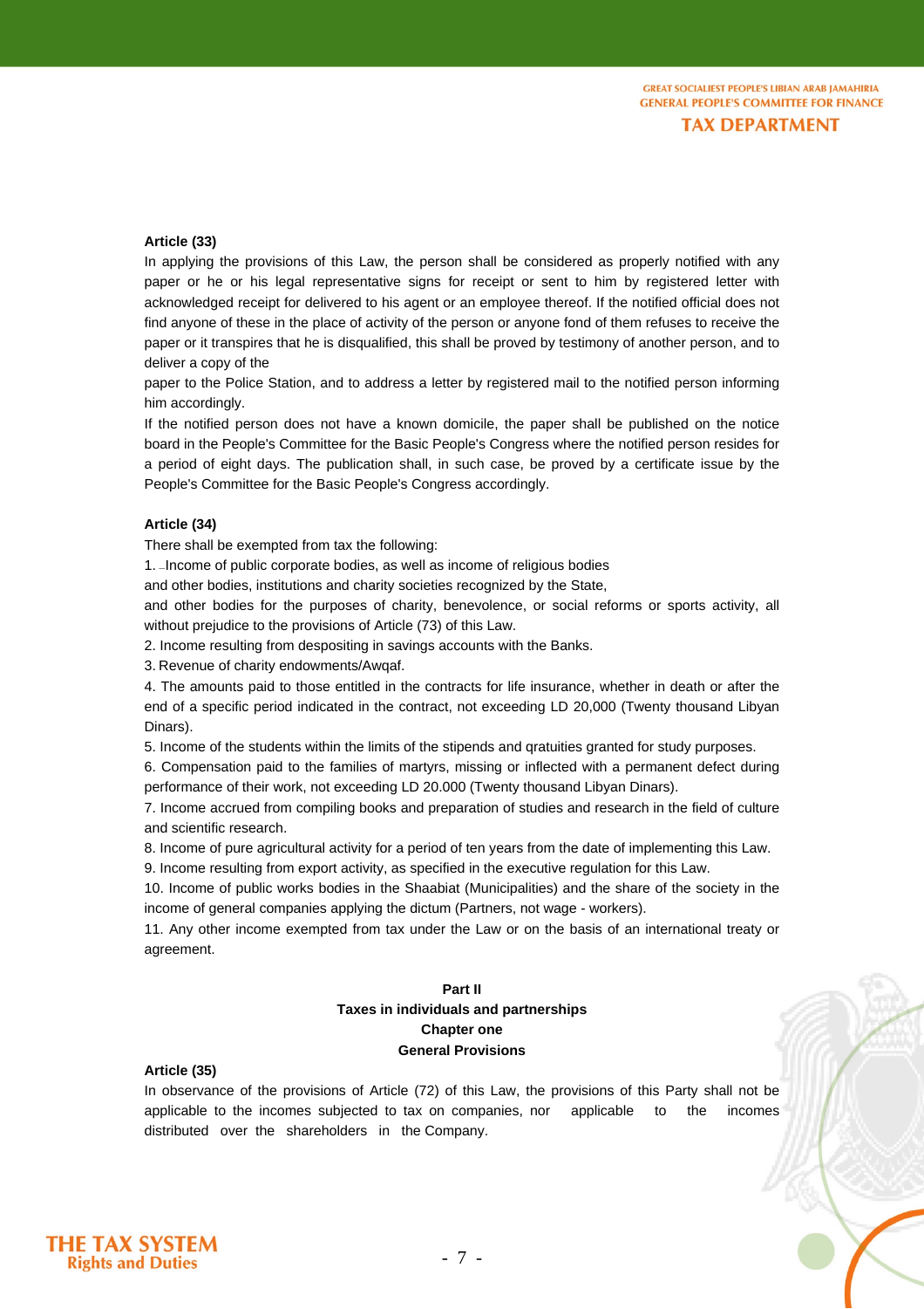**Article (33)**

In applying the provisions of this Law, the person shall be considered as properly notified with any paper or he or his legal representative signs for receipt or sent to him by registered letter with acknowledged receipt for delivered to his agent or an employee thereof. If the notified official does not find anyone of these in the place of activity of the person or anyone fond of them refuses to receive the paper or it transpires that he is disqualified, this shall be proved by testimony of another person, and to deliver a copy of the paper to the Police Station, and to address a letter by registered mail to the notified person informing him accordingly.

If the notified person does not have a known domicile, the paper shall be published on the notice board in the People's Committee for the Basic People's Congress where the notified person resides for a period of eight days. The publication shall, in such case, be proved by a certificate issue by the People's Committee for the Basic People's Congress accordingly.

**Article (34)**

There shall be exempted from tax the following:

1. Income of public corporate bodies, as well as income of religious bodies and other bodies, institutions and charity societies recognized by the State, and other bodies for the purposes of charity, benevolence, or social reforms or sports activity, all without prejudice to the provisions of Article (73) of this Law.
2. Income resulting from despositing in savings accounts with the Banks.
3. Revenue of charity endowments/Awqaf.
4. The amounts paid to those entitled in the contracts for life insurance, whether in death or after the end of a specific period indicated in the contract, not exceeding LD 20,000 (Twenty thousand Libyan Dinars).
5. Income of the students within the limits of the stipends and qratuities granted for study purposes.
6. Compensation paid to the families of martyrs, missing or inflected with a permanent defect during performance of their work, not exceeding LD 20.000 (Twenty thousand Libyan Dinars).
7. Income accrued from compiling books and preparation of studies and research in the field of culture and scientific research.
8. Income of pure agricultural activity for a period of ten years from the date of implementing this Law.
9. Income resulting from export activity, as specified in the executive regulation for this Law.
10. Income of public works bodies in the Shaabiat (Municipalities) and the share of the society in the income of general companies applying the dictum (Partners, not wage - workers).
11. Any other income exempted from tax under the Law or on the basis of an international treaty or agreement.

## Part II
## Taxes in individuals and partnerships
### Chapter one
### General Provisions

**Article (35)**

In observance of the provisions of Article (72) of this Law, the provisions of this Party shall not be applicable to the incomes subjected to tax on companies, nor applicable to the incomes distributed over the shareholders in the Company.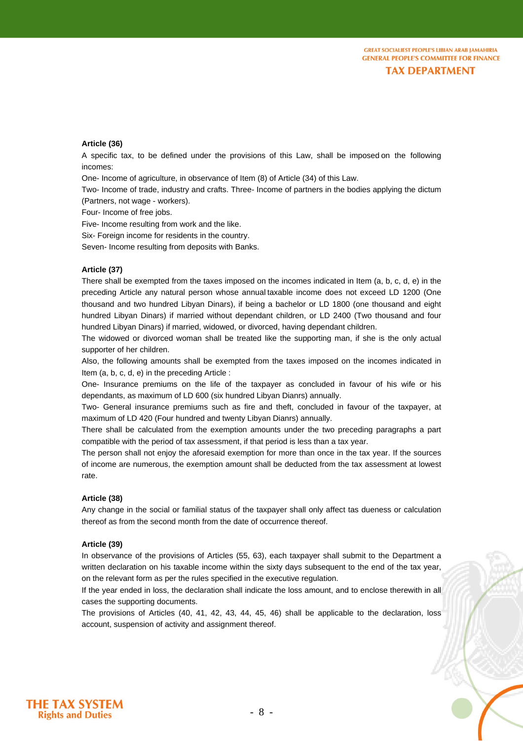**Article (36)**

A specific tax, to be defined under the provisions of this Law, shall be imposed on the following incomes:

One- Income of agriculture, in observance of Item (8) of Article (34) of this Law.

Two- Income of trade, industry and crafts. Three- Income of partners in the bodies applying the dictum (Partners, not wage - workers).

Four- Income of free jobs.

Five- Income resulting from work and the like.

Six- Foreign income for residents in the country.

Seven- Income resulting from deposits with Banks.

**Article (37)**

There shall be exempted from the taxes imposed on the incomes indicated in Item (a, b, c, d, e) in the preceding Article any natural person whose annual taxable income does not exceed LD 1200 (One thousand and two hundred Libyan Dinars), if being a bachelor or LD 1800 (one thousand and eight hundred Libyan Dinars) if married without dependant children, or LD 2400 (Two thousand and four hundred Libyan Dinars) if married, widowed, or divorced, having dependant children.

The widowed or divorced woman shall be treated like the supporting man, if she is the only actual supporter of her children.

Also, the following amounts shall be exempted from the taxes imposed on the incomes indicated in Item (a, b, c, d, e) in the preceding Article :

One- Insurance premiums on the life of the taxpayer as concluded in favour of his wife or his dependants, as maximum of LD 600 (six hundred Libyan Dianrs) annually.

Two- General insurance premiums such as fire and theft, concluded in favour of the taxpayer, at maximum of LD 420 (Four hundred and twenty Libyan Dianrs) annually.

There shall be calculated from the exemption amounts under the two preceding paragraphs a part compatible with the period of tax assessment, if that period is less than a tax year.

The person shall not enjoy the aforesaid exemption for more than once in the tax year. If the sources of income are numerous, the exemption amount shall be deducted from the tax assessment at lowest rate.

**Article (38)**

Any change in the social or familial status of the taxpayer shall only affect tas dueness or calculation thereof as from the second month from the date of occurrence thereof.

**Article (39)**

In observance of the provisions of Articles (55, 63), each taxpayer shall submit to the Department a written declaration on his taxable income within the sixty days subsequent to the end of the tax year, on the relevant form as per the rules specified in the executive regulation.

If the year ended in loss, the declaration shall indicate the loss amount, and to enclose therewith in all cases the supporting documents.

The provisions of Articles (40, 41, 42, 43, 44, 45, 46) shall be applicable to the declaration, loss account, suspension of activity and assignment thereof.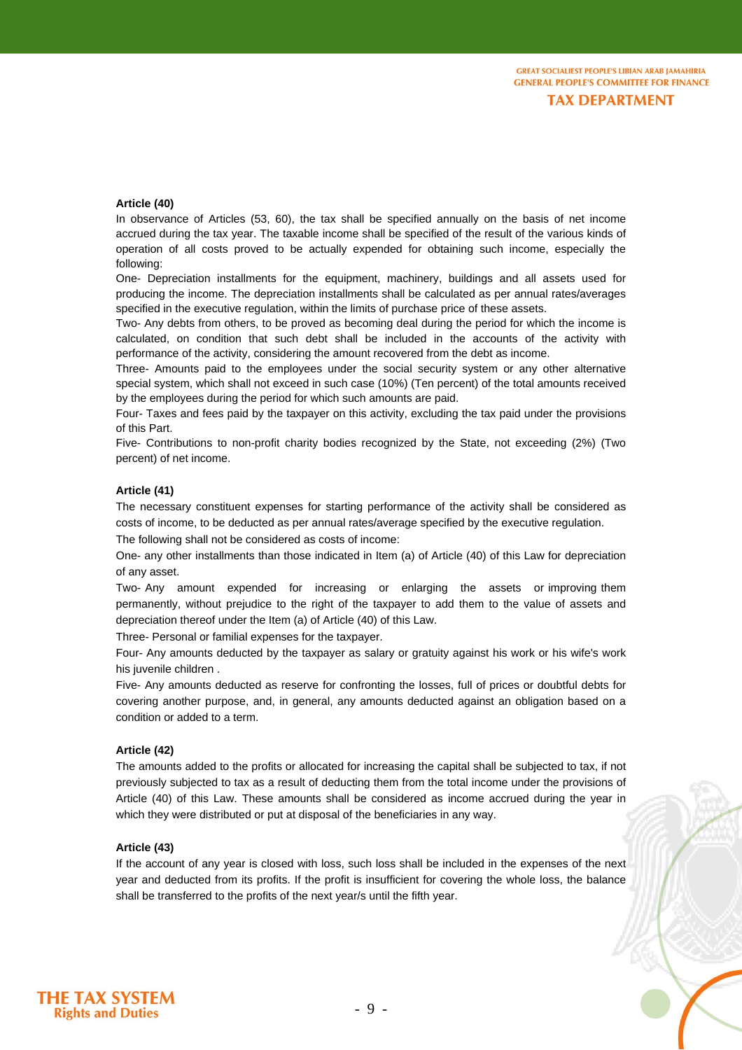**Article (40)**

In observance of Articles (53, 60), the tax shall be specified annually on the basis of net income accrued during the tax year. The taxable income shall be specified of the result of the various kinds of operation of all costs proved to be actually expended for obtaining such income, especially the following:

One- Depreciation installments for the equipment, machinery, buildings and all assets used for producing the income. The depreciation installments shall be calculated as per annual rates/averages specified in the executive regulation, within the limits of purchase price of these assets.

Two- Any debts from others, to be proved as becoming deal during the period for which the income is calculated, on condition that such debt shall be included in the accounts of the activity with performance of the activity, considering the amount recovered from the debt as income.

Three- Amounts paid to the employees under the social security system or any other alternative special system, which shall not exceed in such case (10%) (Ten percent) of the total amounts received by the employees during the period for which such amounts are paid.

Four- Taxes and fees paid by the taxpayer on this activity, excluding the tax paid under the provisions of this Part.

Five- Contributions to non-profit charity bodies recognized by the State, not exceeding (2%) (Two percent) of net income.

**Article (41)**

The necessary constituent expenses for starting performance of the activity shall be considered as costs of income, to be deducted as per annual rates/average specified by the executive regulation.

The following shall not be considered as costs of income:

One- any other installments than those indicated in Item (a) of Article (40) of this Law for depreciation of any asset.

Two- Any amount expended for increasing or enlarging the assets or improving them permanently, without prejudice to the right of the taxpayer to add them to the value of assets and depreciation thereof under the Item (a) of Article (40) of this Law.

Three- Personal or familial expenses for the taxpayer.

Four- Any amounts deducted by the taxpayer as salary or gratuity against his work or his wife's work his juvenile children .

Five- Any amounts deducted as reserve for confronting the losses, full of prices or doubtful debts for covering another purpose, and, in general, any amounts deducted against an obligation based on a condition or added to a term.

**Article (42)**

The amounts added to the profits or allocated for increasing the capital shall be subjected to tax, if not previously subjected to tax as a result of deducting them from the total income under the provisions of Article (40) of this Law. These amounts shall be considered as income accrued during the year in which they were distributed or put at disposal of the beneficiaries in any way.

**Article (43)**

If the account of any year is closed with loss, such loss shall be included in the expenses of the next year and deducted from its profits. If the profit is insufficient for covering the whole loss, the balance shall be transferred to the profits of the next year/s until the fifth year.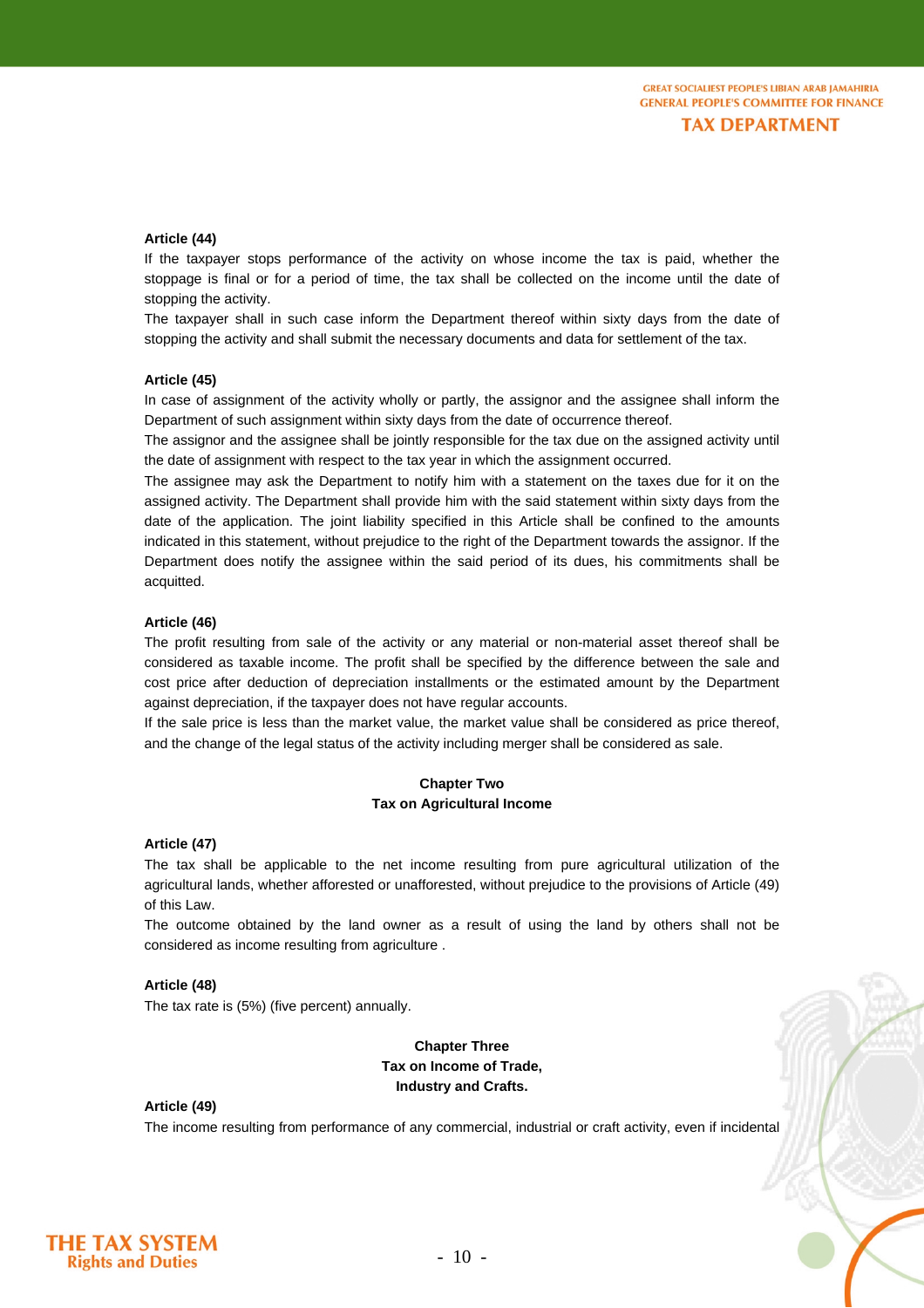**Article (44)**

If the taxpayer stops performance of the activity on whose income the tax is paid, whether the stoppage is final or for a period of time, the tax shall be collected on the income until the date of stopping the activity.

The taxpayer shall in such case inform the Department thereof within sixty days from the date of stopping the activity and shall submit the necessary documents and data for settlement of the tax.

**Article (45)**

In case of assignment of the activity wholly or partly, the assignor and the assignee shall inform the Department of such assignment within sixty days from the date of occurrence thereof.

The assignor and the assignee shall be jointly responsible for the tax due on the assigned activity until the date of assignment with respect to the tax year in which the assignment occurred.

The assignee may ask the Department to notify him with a statement on the taxes due for it on the assigned activity. The Department shall provide him with the said statement within sixty days from the date of the application. The joint liability specified in this Article shall be confined to the amounts indicated in this statement, without prejudice to the right of the Department towards the assignor. If the Department does notify the assignee within the said period of its dues, his commitments shall be acquitted.

**Article (46)**

The profit resulting from sale of the activity or any material or non-material asset thereof shall be considered as taxable income. The profit shall be specified by the difference between the sale and cost price after deduction of depreciation installments or the estimated amount by the Department against depreciation, if the taxpayer does not have regular accounts.

If the sale price is less than the market value, the market value shall be considered as price thereof, and the change of the legal status of the activity including merger shall be considered as sale.

## Chapter Two
## Tax on Agricultural Income

**Article (47)**

The tax shall be applicable to the net income resulting from pure agricultural utilization of the agricultural lands, whether afforested or unafforested, without prejudice to the provisions of Article (49) of this Law.

The outcome obtained by the land owner as a result of using the land by others shall not be considered as income resulting from agriculture .

**Article (48)**

The tax rate is (5%) (five percent) annually.

## Chapter Three
## Tax on Income of Trade, Industry and Crafts.

**Article (49)**

The income resulting from performance of any commercial, industrial or craft activity, even if incidental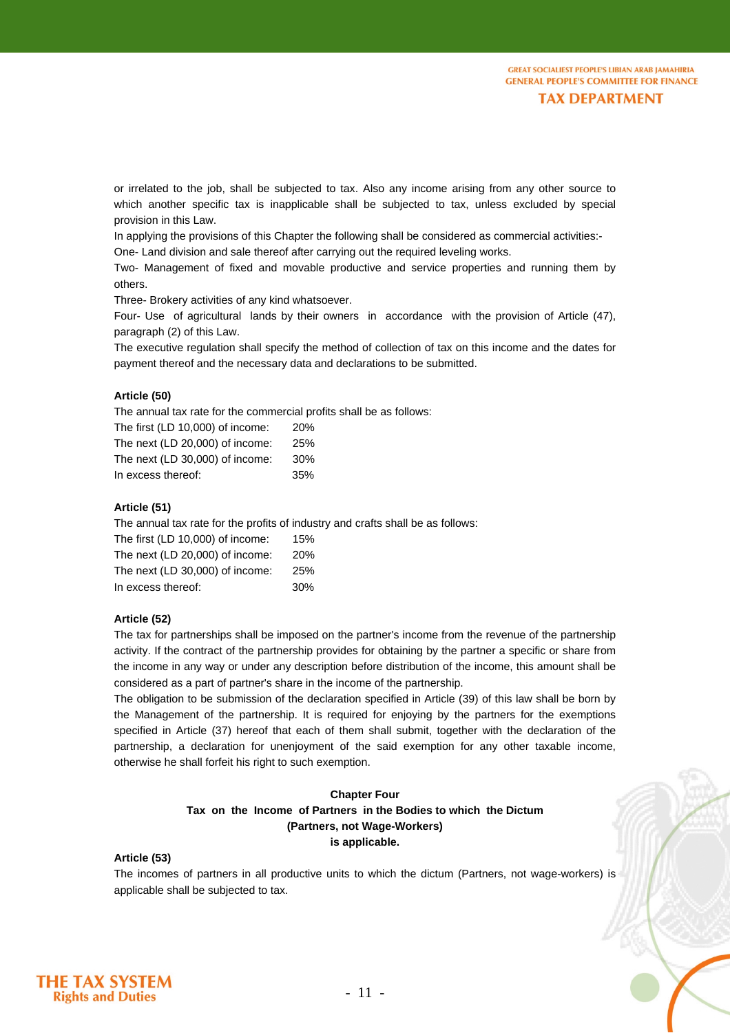or irrelated to the job, shall be subjected to tax. Also any income arising from any other source to which another specific tax is inapplicable shall be subjected to tax, unless excluded by special provision in this Law.

In applying the provisions of this Chapter the following shall be considered as commercial activities:-

One- Land division and sale thereof after carrying out the required leveling works.

Two- Management of fixed and movable productive and service properties and running them by others.

Three- Brokery activities of any kind whatsoever.

Four- Use of agricultural lands by their owners in accordance with the provision of Article (47), paragraph (2) of this Law.

The executive regulation shall specify the method of collection of tax on this income and the dates for payment thereof and the necessary data and declarations to be submitted.

**Article (50)**

The annual tax rate for the commercial profits shall be as follows:

| | |
|---|---|
| The first (LD 10,000) of income: | 20% |
| The next (LD 20,000) of income: | 25% |
| The next (LD 30,000) of income: | 30% |
| In excess thereof: | 35% |

**Article (51)**

The annual tax rate for the profits of industry and crafts shall be as follows:

| | |
|---|---|
| The first (LD 10,000) of income: | 15% |
| The next (LD 20,000) of income: | 20% |
| The next (LD 30,000) of income: | 25% |
| In excess thereof: | 30% |

**Article (52)**

The tax for partnerships shall be imposed on the partner's income from the revenue of the partnership activity. If the contract of the partnership provides for obtaining by the partner a specific or share from the income in any way or under any description before distribution of the income, this amount shall be considered as a part of partner's share in the income of the partnership.

The obligation to be submission of the declaration specified in Article (39) of this law shall be born by the Management of the partnership. It is required for enjoying by the partners for the exemptions specified in Article (37) hereof that each of them shall submit, together with the declaration of the partnership, a declaration for unenjoyment of the said exemption for any other taxable income, otherwise he shall forfeit his right to such exemption.

## Chapter Four
## Tax on the Income of Partners in the Bodies to which the Dictum (Partners, not Wage-Workers) is applicable.

**Article (53)**

The incomes of partners in all productive units to which the dictum (Partners, not wage-workers) is applicable shall be subjected to tax.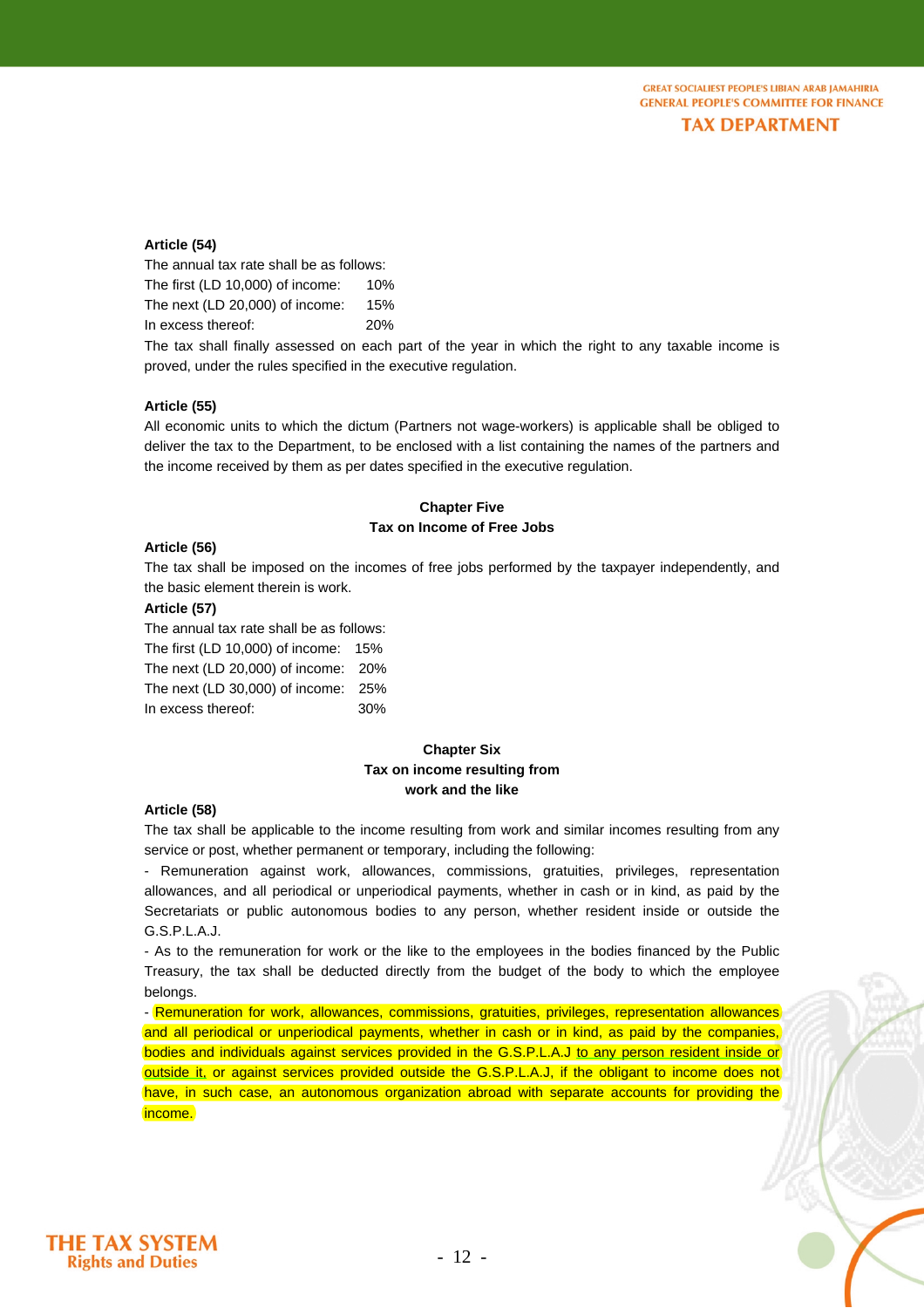**Article (54)**

The annual tax rate shall be as follows:

The first (LD 10,000) of income: 10%

The next (LD 20,000) of income: 15%

In excess thereof: 20%

The tax shall finally assessed on each part of the year in which the right to any taxable income is proved, under the rules specified in the executive regulation.

**Article (55)**

All economic units to which the dictum (Partners not wage-workers) is applicable shall be obliged to deliver the tax to the Department, to be enclosed with a list containing the names of the partners and the income received by them as per dates specified in the executive regulation.

## Chapter Five
## Tax on Income of Free Jobs

**Article (56)**

The tax shall be imposed on the incomes of free jobs performed by the taxpayer independently, and the basic element therein is work.

**Article (57)**

The annual tax rate shall be as follows:

The first (LD 10,000) of income: 15%

The next (LD 20,000) of income: 20%

The next (LD 30,000) of income: 25%

In excess thereof: 30%

## Chapter Six
## Tax on income resulting from work and the like

**Article (58)**

The tax shall be applicable to the income resulting from work and similar incomes resulting from any service or post, whether permanent or temporary, including the following:

- Remuneration against work, allowances, commissions, gratuities, privileges, representation allowances, and all periodical or unperiodical payments, whether in cash or in kind, as paid by the Secretariats or public autonomous bodies to any person, whether resident inside or outside the G.S.P.L.A.J.
- As to the remuneration for work or the like to the employees in the bodies financed by the Public Treasury, the tax shall be deducted directly from the budget of the body to which the employee belongs.
- Remuneration for work, allowances, commissions, gratuities, privileges, representation allowances and all periodical or unperiodical payments, whether in cash or in kind, as paid by the companies, bodies and individuals against services provided in the G.S.P.L.A.J to any person resident inside or outside it, or against services provided outside the G.S.P.L.A.J, if the obligant to income does not have, in such case, an autonomous organization abroad with separate accounts for providing the income.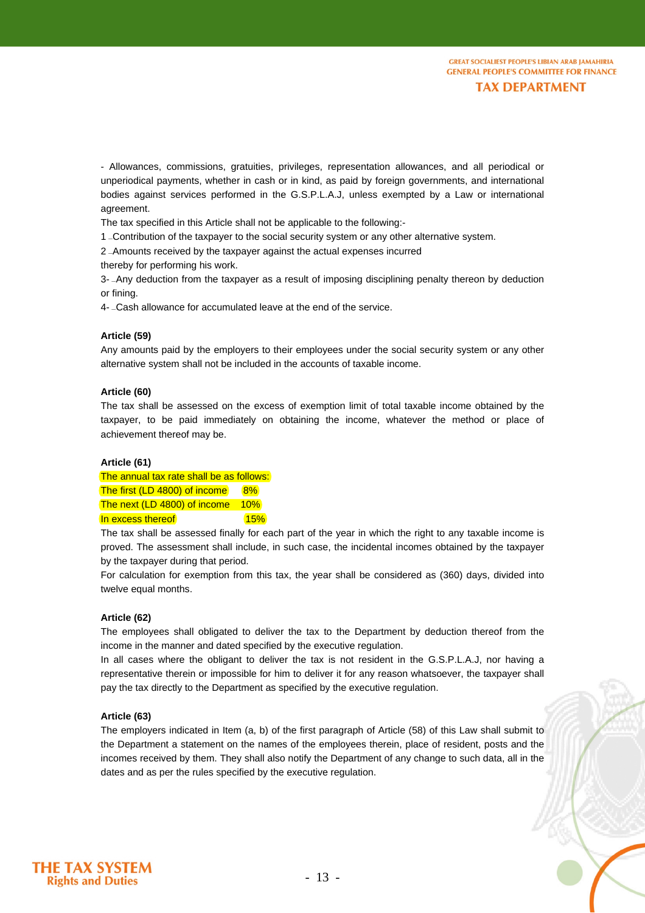- Allowances, commissions, gratuities, privileges, representation allowances, and all periodical or unperiodical payments, whether in cash or in kind, as paid by foreign governments, and international bodies against services performed in the G.S.P.L.A.J, unless exempted by a Law or international agreement.

The tax specified in this Article shall not be applicable to the following:-

1 – Contribution of the taxpayer to the social security system or any other alternative system.

2 – Amounts received by the taxpayer against the actual expenses incurred thereby for performing his work.

3- – Any deduction from the taxpayer as a result of imposing disciplining penalty thereon by deduction or fining.

4- – Cash allowance for accumulated leave at the end of the service.

**Article (59)**

Any amounts paid by the employers to their employees under the social security system or any other alternative system shall not be included in the accounts of taxable income.

**Article (60)**

The tax shall be assessed on the excess of exemption limit of total taxable income obtained by the taxpayer, to be paid immediately on obtaining the income, whatever the method or place of achievement thereof may be.

**Article (61)**

The annual tax rate shall be as follows:

| | |
|---|---|
| The first (LD 4800) of income | 8% |
| The next (LD 4800) of income | 10% |
| In excess thereof | 15% |

The tax shall be assessed finally for each part of the year in which the right to any taxable income is proved. The assessment shall include, in such case, the incidental incomes obtained by the taxpayer by the taxpayer during that period.

For calculation for exemption from this tax, the year shall be considered as (360) days, divided into twelve equal months.

**Article (62)**

The employees shall obligated to deliver the tax to the Department by deduction thereof from the income in the manner and dated specified by the executive regulation.

In all cases where the obligant to deliver the tax is not resident in the G.S.P.L.A.J, nor having a representative therein or impossible for him to deliver it for any reason whatsoever, the taxpayer shall pay the tax directly to the Department as specified by the executive regulation.

**Article (63)**

The employers indicated in Item (a, b) of the first paragraph of Article (58) of this Law shall submit to the Department a statement on the names of the employees therein, place of resident, posts and the incomes received by them. They shall also notify the Department of any change to such data, all in the dates and as per the rules specified by the executive regulation.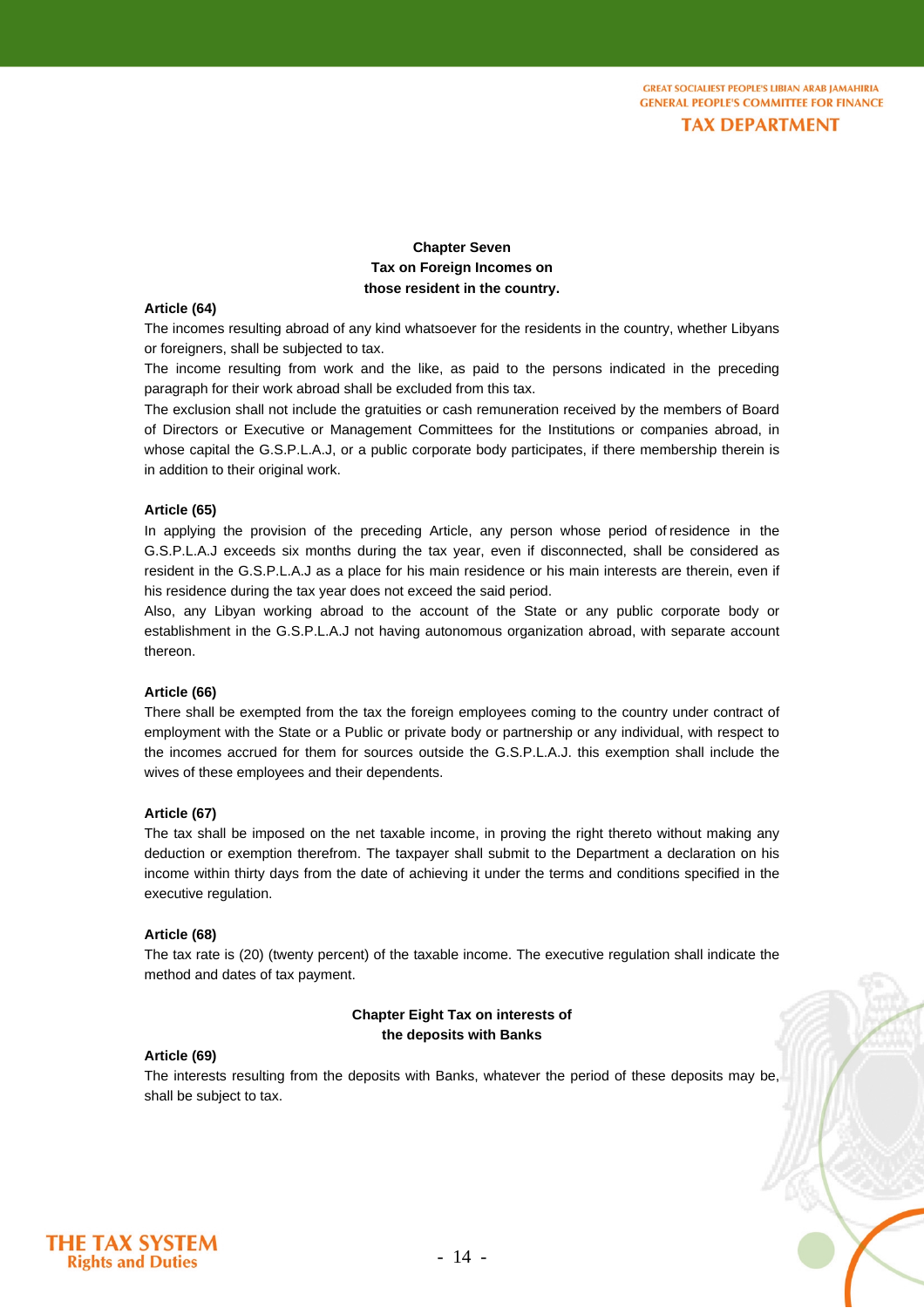## Chapter Seven
## Tax on Foreign Incomes on those resident in the country.

**Article (64)**

The incomes resulting abroad of any kind whatsoever for the residents in the country, whether Libyans or foreigners, shall be subjected to tax.

The income resulting from work and the like, as paid to the persons indicated in the preceding paragraph for their work abroad shall be excluded from this tax.

The exclusion shall not include the gratuities or cash remuneration received by the members of Board of Directors or Executive or Management Committees for the Institutions or companies abroad, in whose capital the G.S.P.L.A.J, or a public corporate body participates, if there membership therein is in addition to their original work.

**Article (65)**

In applying the provision of the preceding Article, any person whose period of residence in the G.S.P.L.A.J exceeds six months during the tax year, even if disconnected, shall be considered as resident in the G.S.P.L.A.J as a place for his main residence or his main interests are therein, even if his residence during the tax year does not exceed the said period.

Also, any Libyan working abroad to the account of the State or any public corporate body or establishment in the G.S.P.L.A.J not having autonomous organization abroad, with separate account thereon.

**Article (66)**

There shall be exempted from the tax the foreign employees coming to the country under contract of employment with the State or a Public or private body or partnership or any individual, with respect to the incomes accrued for them for sources outside the G.S.P.L.A.J. this exemption shall include the wives of these employees and their dependents.

**Article (67)**

The tax shall be imposed on the net taxable income, in proving the right thereto without making any deduction or exemption therefrom. The taxpayer shall submit to the Department a declaration on his income within thirty days from the date of achieving it under the terms and conditions specified in the executive regulation.

**Article (68)**

The tax rate is (20) (twenty percent) of the taxable income. The executive regulation shall indicate the method and dates of tax payment.

## Chapter Eight Tax on interests of the deposits with Banks

**Article (69)**

The interests resulting from the deposits with Banks, whatever the period of these deposits may be, shall be subject to tax.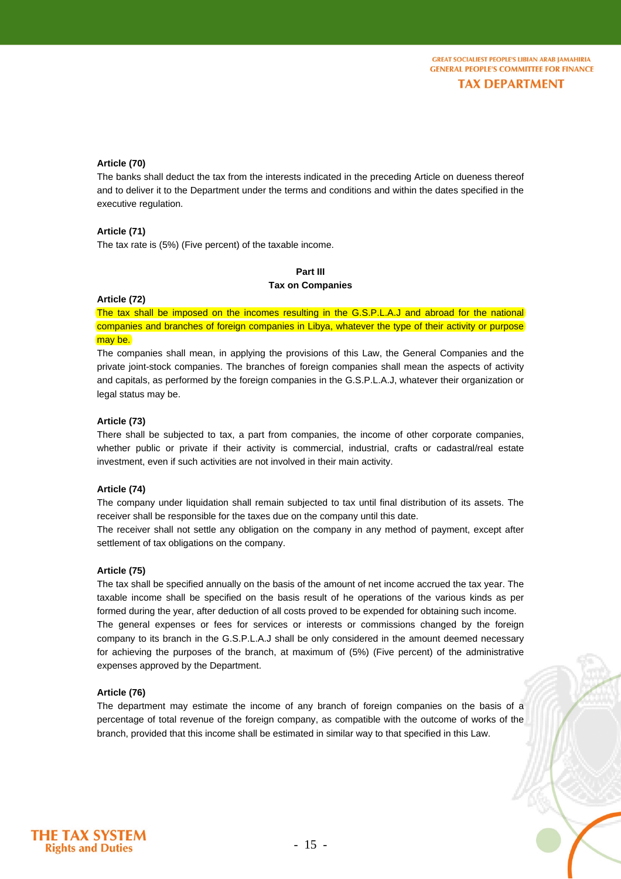**Article (70)**

The banks shall deduct the tax from the interests indicated in the preceding Article on dueness thereof and to deliver it to the Department under the terms and conditions and within the dates specified in the executive regulation.

**Article (71)**

The tax rate is (5%) (Five percent) of the taxable income.

## Part III
## Tax on Companies

**Article (72)**

The tax shall be imposed on the incomes resulting in the G.S.P.L.A.J and abroad for the national companies and branches of foreign companies in Libya, whatever the type of their activity or purpose may be.

The companies shall mean, in applying the provisions of this Law, the General Companies and the private joint-stock companies. The branches of foreign companies shall mean the aspects of activity and capitals, as performed by the foreign companies in the G.S.P.L.A.J, whatever their organization or legal status may be.

**Article (73)**

There shall be subjected to tax, a part from companies, the income of other corporate companies, whether public or private if their activity is commercial, industrial, crafts or cadastral/real estate investment, even if such activities are not involved in their main activity.

**Article (74)**

The company under liquidation shall remain subjected to tax until final distribution of its assets. The receiver shall be responsible for the taxes due on the company until this date.

The receiver shall not settle any obligation on the company in any method of payment, except after settlement of tax obligations on the company.

**Article (75)**

The tax shall be specified annually on the basis of the amount of net income accrued the tax year. The taxable income shall be specified on the basis result of he operations of the various kinds as per formed during the year, after deduction of all costs proved to be expended for obtaining such income.

The general expenses or fees for services or interests or commissions changed by the foreign company to its branch in the G.S.P.L.A.J shall be only considered in the amount deemed necessary for achieving the purposes of the branch, at maximum of (5%) (Five percent) of the administrative expenses approved by the Department.

**Article (76)**

The department may estimate the income of any branch of foreign companies on the basis of a percentage of total revenue of the foreign company, as compatible with the outcome of works of the branch, provided that this income shall be estimated in similar way to that specified in this Law.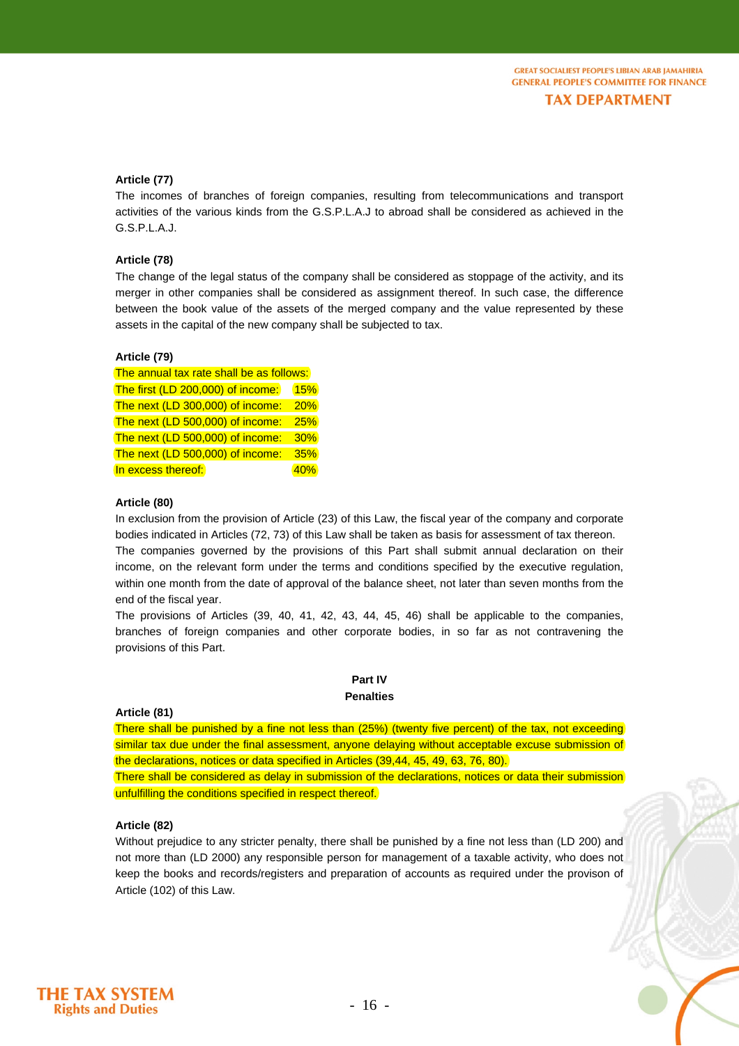**Article (77)**

The incomes of branches of foreign companies, resulting from telecommunications and transport activities of the various kinds from the G.S.P.L.A.J to abroad shall be considered as achieved in the G.S.P.L.A.J.

**Article (78)**

The change of the legal status of the company shall be considered as stoppage of the activity, and its merger in other companies shall be considered as assignment thereof. In such case, the difference between the book value of the assets of the merged company and the value represented by these assets in the capital of the new company shall be subjected to tax.

**Article (79)**

The annual tax rate shall be as follows:

| | |
|---|---|
| The first (LD 200,000) of income: | 15% |
| The next (LD 300,000) of income: | 20% |
| The next (LD 500,000) of income: | 25% |
| The next (LD 500,000) of income: | 30% |
| The next (LD 500,000) of income: | 35% |
| In excess thereof: | 40% |

**Article (80)**

In exclusion from the provision of Article (23) of this Law, the fiscal year of the company and corporate bodies indicated in Articles (72, 73) of this Law shall be taken as basis for assessment of tax thereon.

The companies governed by the provisions of this Part shall submit annual declaration on their income, on the relevant form under the terms and conditions specified by the executive regulation, within one month from the date of approval of the balance sheet, not later than seven months from the end of the fiscal year.

The provisions of Articles (39, 40, 41, 42, 43, 44, 45, 46) shall be applicable to the companies, branches of foreign companies and other corporate bodies, in so far as not contravening the provisions of this Part.

## Part IV
## Penalties

**Article (81)**

There shall be punished by a fine not less than (25%) (twenty five percent) of the tax, not exceeding similar tax due under the final assessment, anyone delaying without acceptable excuse submission of the declarations, notices or data specified in Articles (39,44, 45, 49, 63, 76, 80).

There shall be considered as delay in submission of the declarations, notices or data their submission unfulfilling the conditions specified in respect thereof.

**Article (82)**

Without prejudice to any stricter penalty, there shall be punished by a fine not less than (LD 200) and not more than (LD 2000) any responsible person for management of a taxable activity, who does not keep the books and records/registers and preparation of accounts as required under the provison of Article (102) of this Law.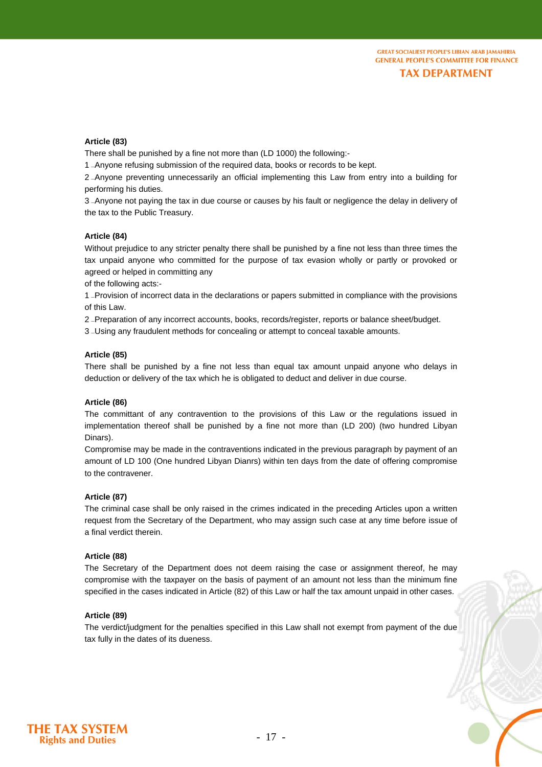**Article (83)**

There shall be punished by a fine not more than (LD 1000) the following:-

1 _Anyone refusing submission of the required data, books or records to be kept.

2 _Anyone preventing unnecessarily an official implementing this Law from entry into a building for performing his duties.

3 _Anyone not paying the tax in due course or causes by his fault or negligence the delay in delivery of the tax to the Public Treasury.

**Article (84)**

Without prejudice to any stricter penalty there shall be punished by a fine not less than three times the tax unpaid anyone who committed for the purpose of tax evasion wholly or partly or provoked or agreed or helped in committing any
of the following acts:-

1 _Provision of incorrect data in the declarations or papers submitted in compliance with the provisions of this Law.

2 _Preparation of any incorrect accounts, books, records/register, reports or balance sheet/budget.

3 _Using any fraudulent methods for concealing or attempt to conceal taxable amounts.

**Article (85)**

There shall be punished by a fine not less than equal tax amount unpaid anyone who delays in deduction or delivery of the tax which he is obligated to deduct and deliver in due course.

**Article (86)**

The committant of any contravention to the provisions of this Law or the regulations issued in implementation thereof shall be punished by a fine not more than (LD 200) (two hundred Libyan Dinars).

Compromise may be made in the contraventions indicated in the previous paragraph by payment of an amount of LD 100 (One hundred Libyan Dianrs) within ten days from the date of offering compromise to the contravener.

**Article (87)**

The criminal case shall be only raised in the crimes indicated in the preceding Articles upon a written request from the Secretary of the Department, who may assign such case at any time before issue of a final verdict therein.

**Article (88)**

The Secretary of the Department does not deem raising the case or assignment thereof, he may compromise with the taxpayer on the basis of payment of an amount not less than the minimum fine specified in the cases indicated in Article (82) of this Law or half the tax amount unpaid in other cases.

**Article (89)**

The verdict/judgment for the penalties specified in this Law shall not exempt from payment of the due tax fully in the dates of its dueness.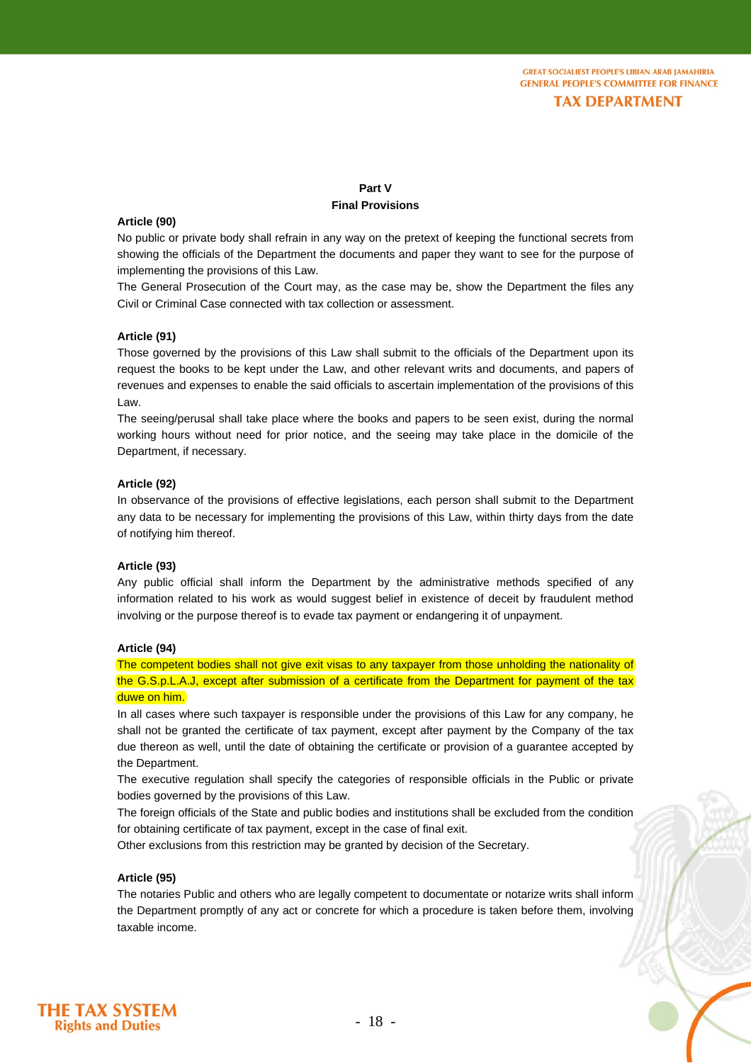## Part V
## Final Provisions

**Article (90)**

No public or private body shall refrain in any way on the pretext of keeping the functional secrets from showing the officials of the Department the documents and paper they want to see for the purpose of implementing the provisions of this Law.

The General Prosecution of the Court may, as the case may be, show the Department the files any Civil or Criminal Case connected with tax collection or assessment.

**Article (91)**

Those governed by the provisions of this Law shall submit to the officials of the Department upon its request the books to be kept under the Law, and other relevant writs and documents, and papers of revenues and expenses to enable the said officials to ascertain implementation of the provisions of this Law.

The seeing/perusal shall take place where the books and papers to be seen exist, during the normal working hours without need for prior notice, and the seeing may take place in the domicile of the Department, if necessary.

**Article (92)**

In observance of the provisions of effective legislations, each person shall submit to the Department any data to be necessary for implementing the provisions of this Law, within thirty days from the date of notifying him thereof.

**Article (93)**

Any public official shall inform the Department by the administrative methods specified of any information related to his work as would suggest belief in existence of deceit by fraudulent method involving or the purpose thereof is to evade tax payment or endangering it of unpayment.

**Article (94)**

The competent bodies shall not give exit visas to any taxpayer from those unholding the nationality of the G.S.p.L.A.J, except after submission of a certificate from the Department for payment of the tax duwe on him.

In all cases where such taxpayer is responsible under the provisions of this Law for any company, he shall not be granted the certificate of tax payment, except after payment by the Company of the tax due thereon as well, until the date of obtaining the certificate or provision of a guarantee accepted by the Department.

The executive regulation shall specify the categories of responsible officials in the Public or private bodies governed by the provisions of this Law.

The foreign officials of the State and public bodies and institutions shall be excluded from the condition for obtaining certificate of tax payment, except in the case of final exit.

Other exclusions from this restriction may be granted by decision of the Secretary.

**Article (95)**

The notaries Public and others who are legally competent to documentate or notarize writs shall inform the Department promptly of any act or concrete for which a procedure is taken before them, involving taxable income.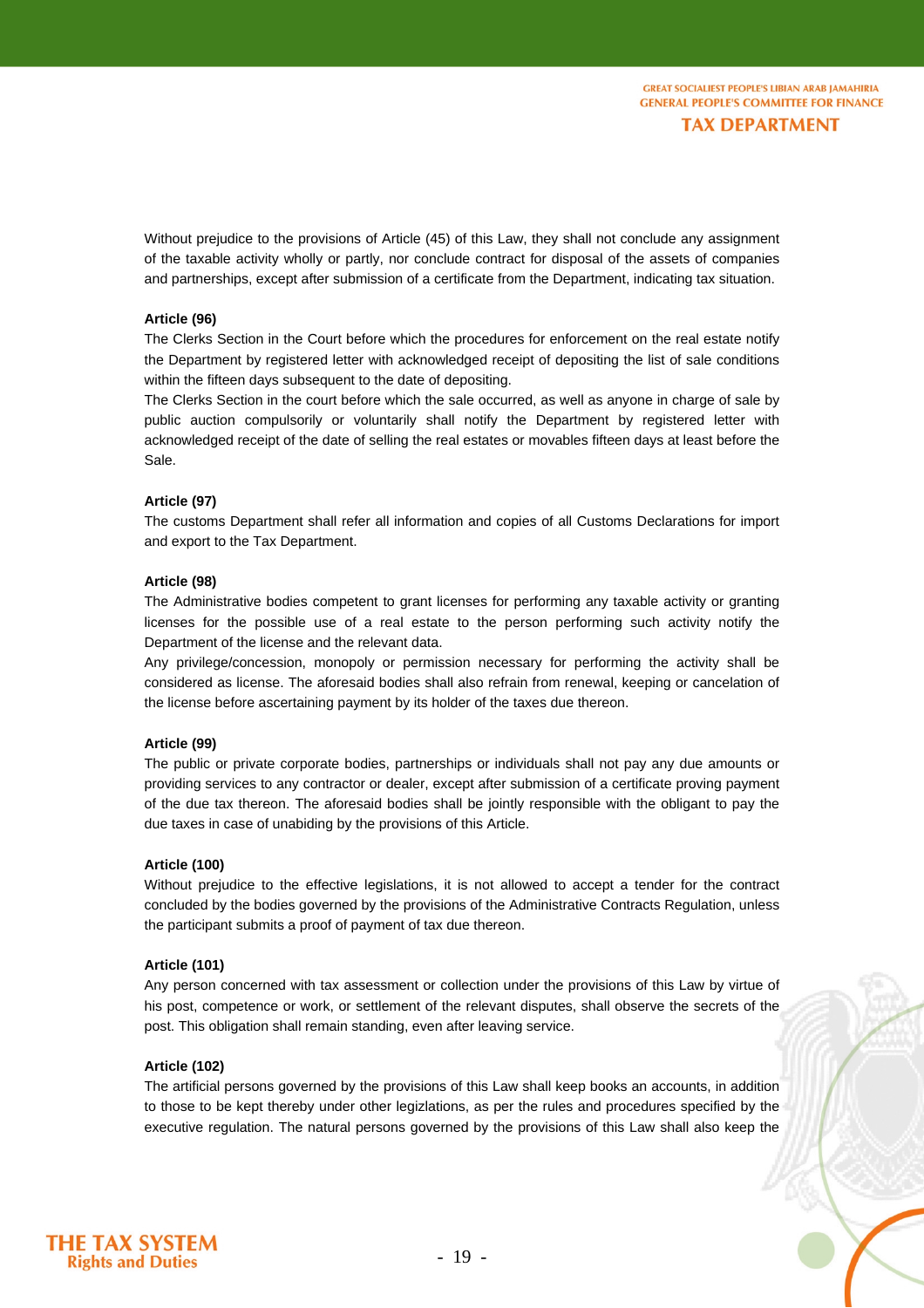Without prejudice to the provisions of Article (45) of this Law, they shall not conclude any assignment of the taxable activity wholly or partly, nor conclude contract for disposal of the assets of companies and partnerships, except after submission of a certificate from the Department, indicating tax situation.

**Article (96)**

The Clerks Section in the Court before which the procedures for enforcement on the real estate notify the Department by registered letter with acknowledged receipt of depositing the list of sale conditions within the fifteen days subsequent to the date of depositing.

The Clerks Section in the court before which the sale occurred, as well as anyone in charge of sale by public auction compulsorily or voluntarily shall notify the Department by registered letter with acknowledged receipt of the date of selling the real estates or movables fifteen days at least before the Sale.

**Article (97)**

The customs Department shall refer all information and copies of all Customs Declarations for import and export to the Tax Department.

**Article (98)**

The Administrative bodies competent to grant licenses for performing any taxable activity or granting licenses for the possible use of a real estate to the person performing such activity notify the Department of the license and the relevant data.

Any privilege/concession, monopoly or permission necessary for performing the activity shall be considered as license. The aforesaid bodies shall also refrain from renewal, keeping or cancelation of the license before ascertaining payment by its holder of the taxes due thereon.

**Article (99)**

The public or private corporate bodies, partnerships or individuals shall not pay any due amounts or providing services to any contractor or dealer, except after submission of a certificate proving payment of the due tax thereon. The aforesaid bodies shall be jointly responsible with the obligant to pay the due taxes in case of unabiding by the provisions of this Article.

**Article (100)**

Without prejudice to the effective legislations, it is not allowed to accept a tender for the contract concluded by the bodies governed by the provisions of the Administrative Contracts Regulation, unless the participant submits a proof of payment of tax due thereon.

**Article (101)**

Any person concerned with tax assessment or collection under the provisions of this Law by virtue of his post, competence or work, or settlement of the relevant disputes, shall observe the secrets of the post. This obligation shall remain standing, even after leaving service.

**Article (102)**

The artificial persons governed by the provisions of this Law shall keep books an accounts, in addition to those to be kept thereby under other legizlations, as per the rules and procedures specified by the executive regulation. The natural persons governed by the provisions of this Law shall also keep the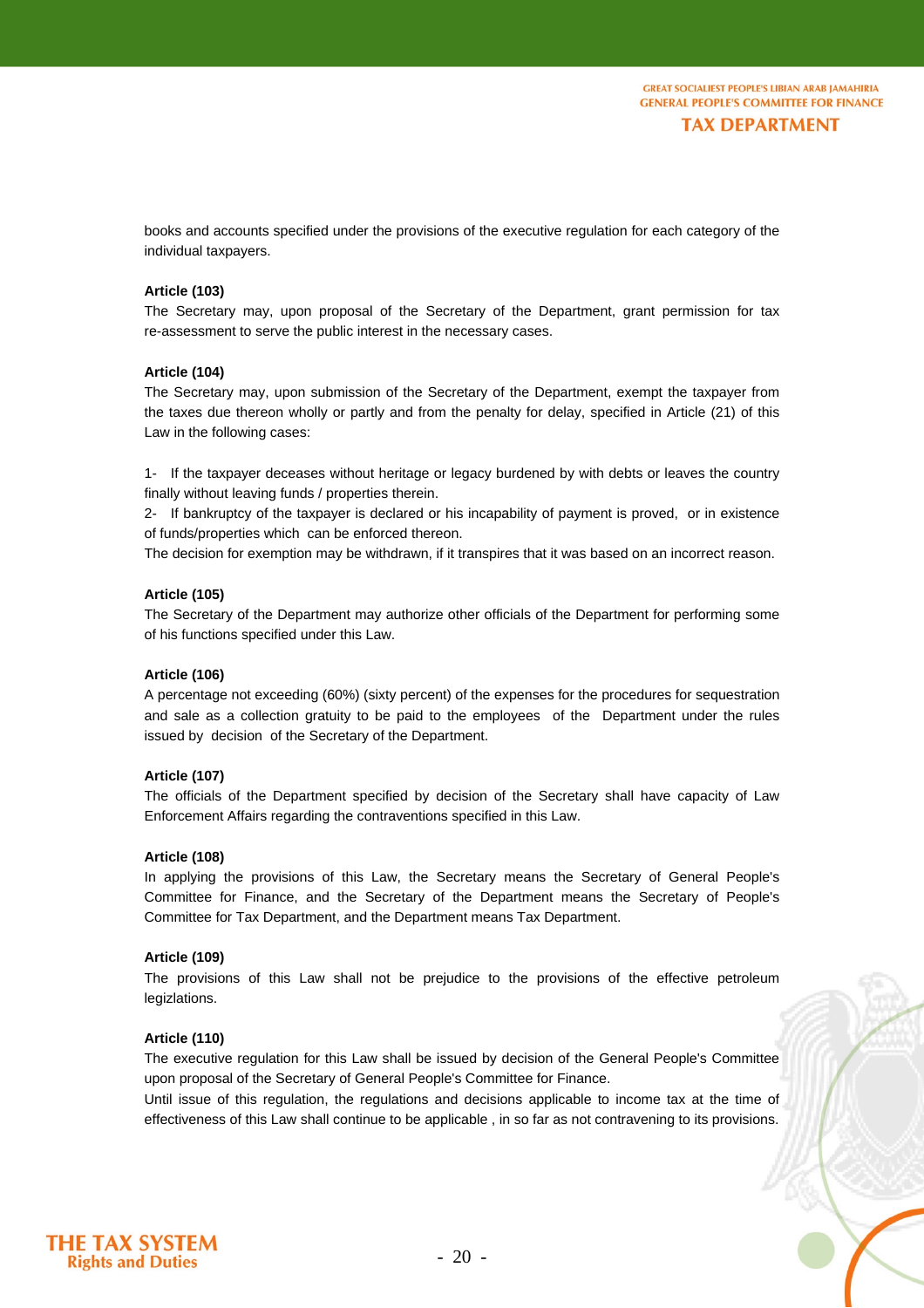books and accounts specified under the provisions of the executive regulation for each category of the individual taxpayers.

**Article (103)**

The Secretary may, upon proposal of the Secretary of the Department, grant permission for tax re-assessment to serve the public interest in the necessary cases.

**Article (104)**

The Secretary may, upon submission of the Secretary of the Department, exempt the taxpayer from the taxes due thereon wholly or partly and from the penalty for delay, specified in Article (21) of this Law in the following cases:

1- If the taxpayer deceases without heritage or legacy burdened by with debts or leaves the country finally without leaving funds / properties therein.

2- If bankruptcy of the taxpayer is declared or his incapability of payment is proved, or in existence of funds/properties which can be enforced thereon.

The decision for exemption may be withdrawn, if it transpires that it was based on an incorrect reason.

**Article (105)**

The Secretary of the Department may authorize other officials of the Department for performing some of his functions specified under this Law.

**Article (106)**

A percentage not exceeding (60%) (sixty percent) of the expenses for the procedures for sequestration and sale as a collection gratuity to be paid to the employees of the Department under the rules issued by decision of the Secretary of the Department.

**Article (107)**

The officials of the Department specified by decision of the Secretary shall have capacity of Law Enforcement Affairs regarding the contraventions specified in this Law.

**Article (108)**

In applying the provisions of this Law, the Secretary means the Secretary of General People's Committee for Finance, and the Secretary of the Department means the Secretary of People's Committee for Tax Department, and the Department means Tax Department.

**Article (109)**

The provisions of this Law shall not be prejudice to the provisions of the effective petroleum legizlations.

**Article (110)**

The executive regulation for this Law shall be issued by decision of the General People's Committee upon proposal of the Secretary of General People's Committee for Finance.

Until issue of this regulation, the regulations and decisions applicable to income tax at the time of effectiveness of this Law shall continue to be applicable , in so far as not contravening to its provisions.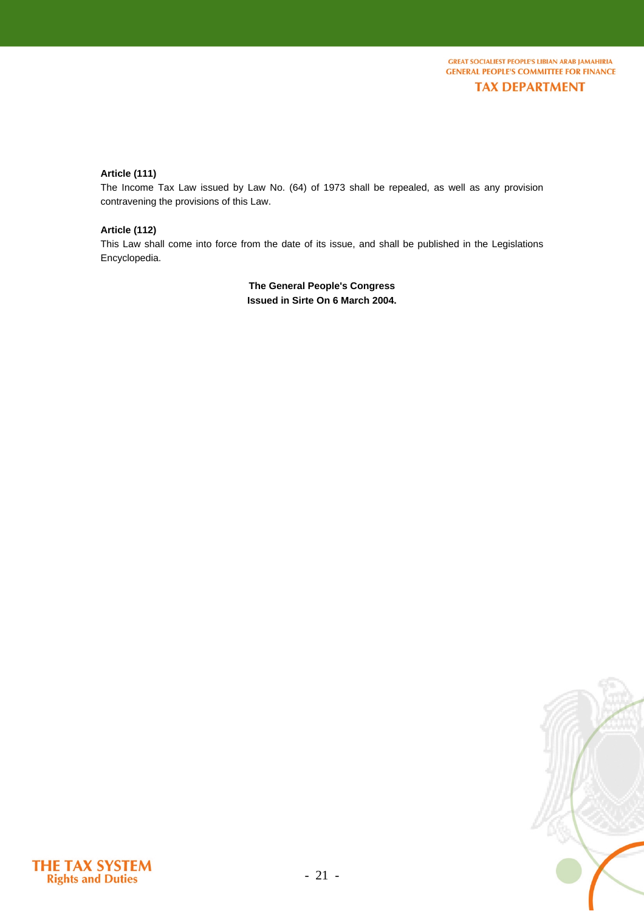**Article (111)**

The Income Tax Law issued by Law No. (64) of 1973 shall be repealed, as well as any provision contravening the provisions of this Law.

**Article (112)**

This Law shall come into force from the date of its issue, and shall be published in the Legislations Encyclopedia.

**The General People's Congress**
**Issued in Sirte On 6 March 2004.**